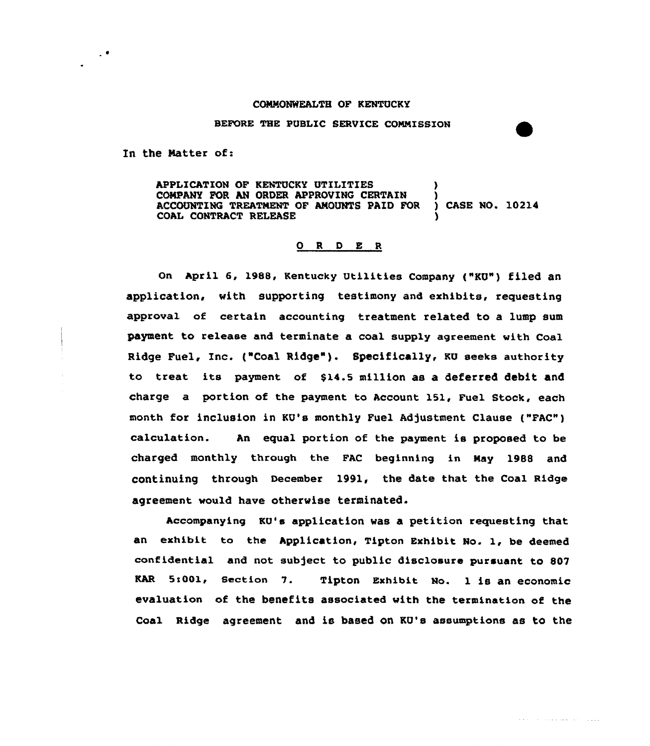COMMONWEALTH OF KENTUCKY

BEFORE THE PUBLIC SERVICE COMMISSION

In the Matter of:

APPLICATION OF KENTUCKY UTILITIES COMPANY FOR AN ORDER APPROVING CERTAIN ACCOUNTING TREATMENT OF AMOUNTS PAID FOR COAL CONTRACT RELEASE ) CASE NO. 10214

O R D E R

On April 6, 1988, Kentucky Utilities Company ("KU") filed an application, with supporting testimony and exhibits, requesting approval of certain accounting treatment related to a lump sum payment to release and terminate a coal supply agreement with Coal Ridge Fuel, Inc. ("Coal Ridge"). Specifically, KU seeks authority to treat its payment of $14.5 million as a deferred debit and charge a portion of the payment to Account 151, Fuel Stock, each month for inclusion in KU's monthly Fuel Adjustment Clause ("FAC") calculation. An equal portion of the payment is proposed to be charged monthly through the FAC beginning in May 1988 and continuing through December 1991, the date that the Coal Ridge agreement would have otherwise terminated.

Accompanying KU's application was a petition requesting that an exhibit to the Application, Tipton Exhibit No. 1, be deemed confidential and not subject to public disclosure pursuant to 807 KAR 5:001, Section 7. Tipton Exhibit No. 1 is an economic evaluation of the benefits associated with the termination of the Coal Ridge agreement and is based on KU's assumptions as to the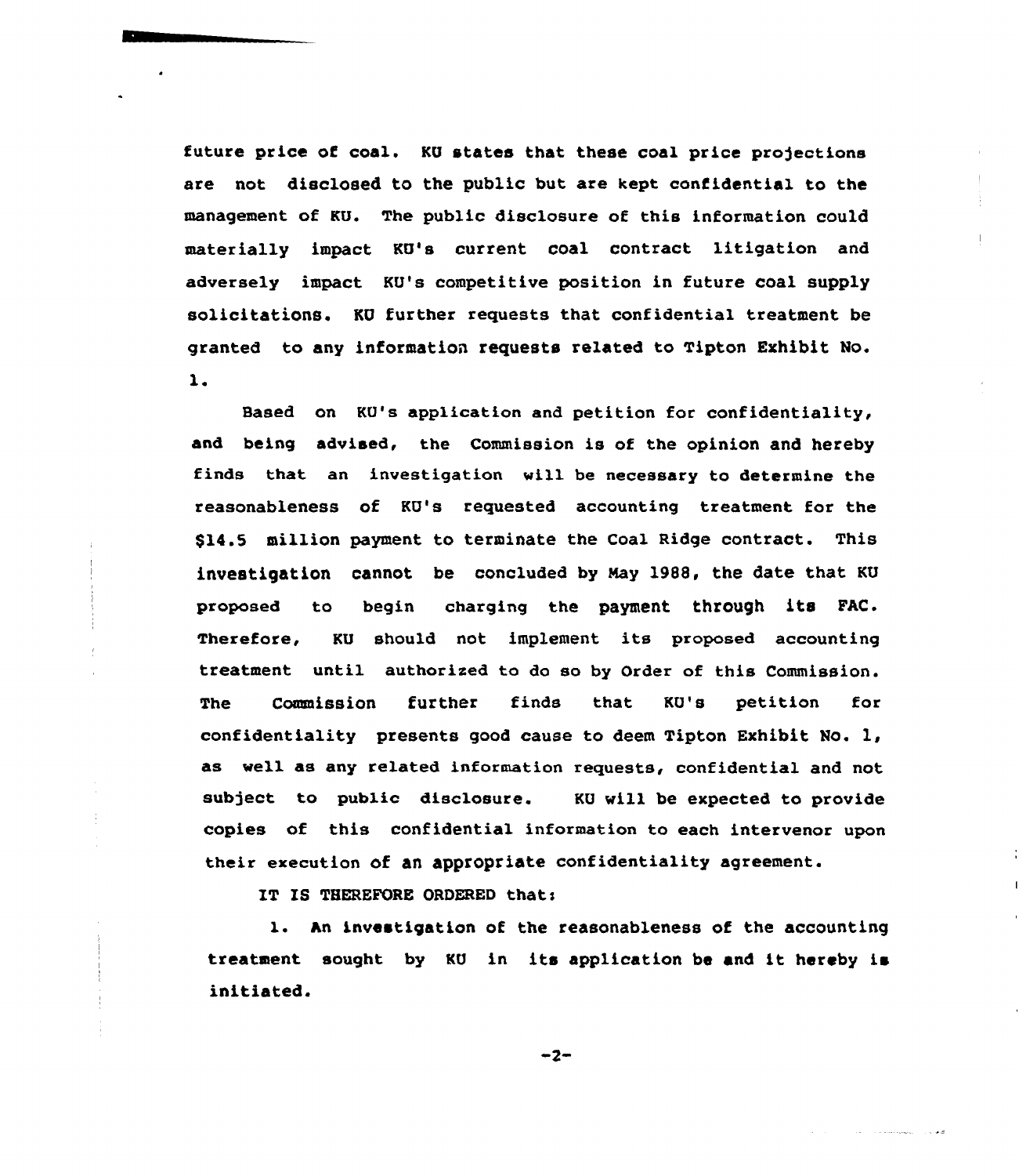future price of coal. KU states that these coal price projections are not disclosed to the public but are kept confidential to the management of KU. The public disclosure of this information could materially impact KU's current coal contract litigation and adversely impact KU's competitive position in future coal supply solicitations. KU further requests that confidential treatment be granted to any information requests related to Tipton Exhibit No. 1.

Based on KU's application and petition for confidentiality, and being advised, the Commission is of the opinion and hereby finds that an investigation will be necessary to determine the reasonableness of KU's requested accounting treatment for the $14.5 million payment to terminate the Coal Ridge contract. This investigation cannot be concluded by May 1988, the date that KU proposed to begin charging the payment through its FAC. Therefore, KU should not implement its proposed accounting treatment until authorized to do so by Order of this Commission. The Commission further finds that KU's petition for confidentiality presents good cause to deem Tipton Exhibit No. 1, as well as any related information requests, confidential and not subject to public disclosure. KU will be expected to provide copies of this confidential information to each intervenor upon their execution of an appropriate confidentiality agreement.

IT IS THEREFORE ORDERED that:

1. An investigation of the reasonableness of the accounting treatment sought by KU in its application be and it hereby is initiated.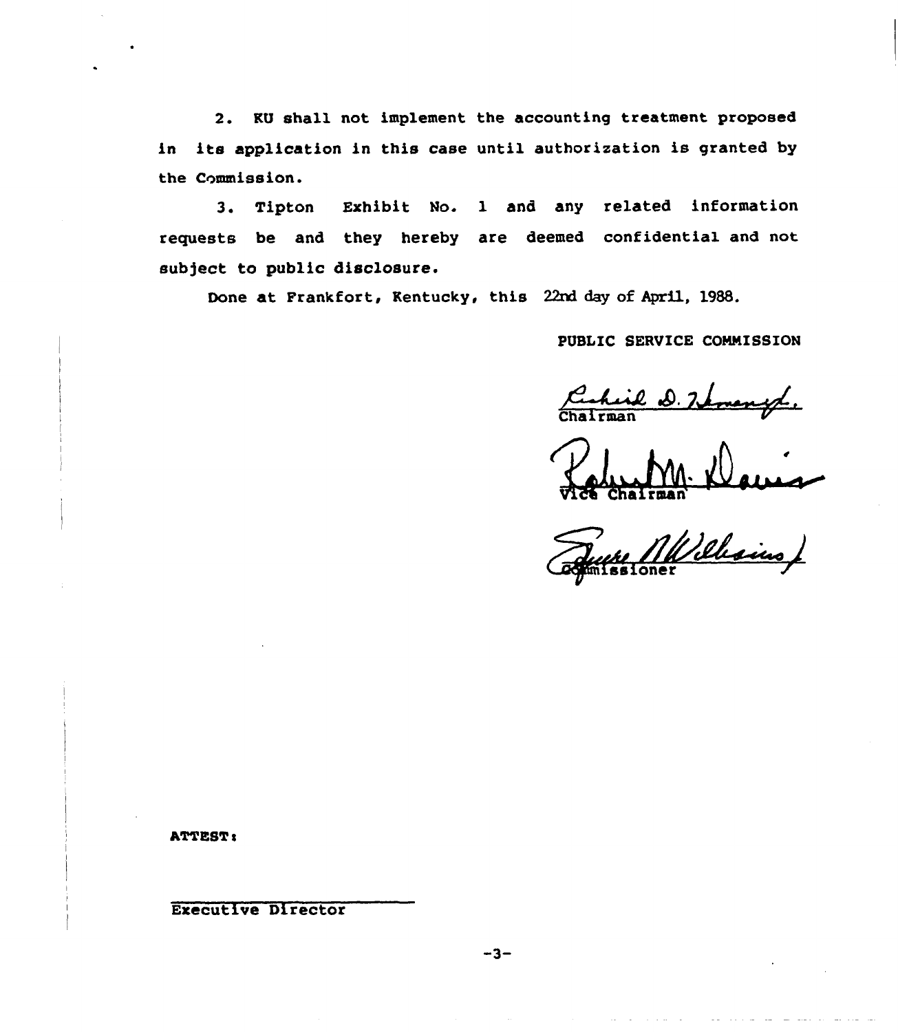2. KU shall not implement the accounting treatment proposed in its application in this case until authorization is granted by the Commission.

3. Tipton Exhibit No. 1 and any related information requests be and they hereby are deemed confidential and not subject to public disclosure.

Done at Frankfort, Kentucky, this 22nd day of April, 1988.

PUBLIC SERVICE COMMISSION

Chairman

Vice Chairman

Commissioner

ATTEST:

Executive Director